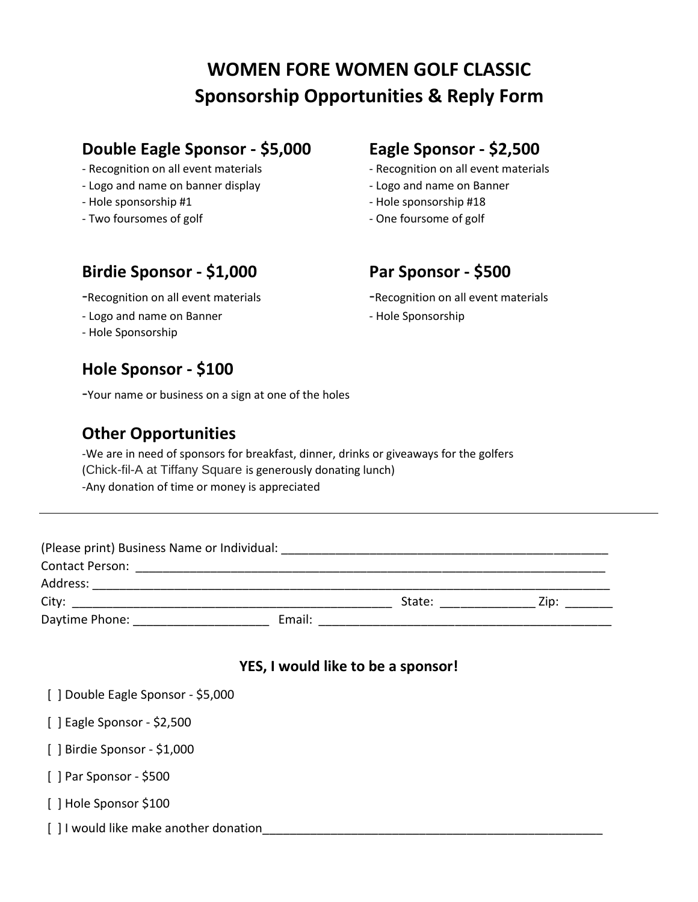# WOMEN FORE WOMEN GOLF CLASSIC
## Sponsorship Opportunities & Reply Form

### Double Eagle Sponsor - $5,000

- Recognition on all event materials
- Logo and name on banner display
- Hole sponsorship #1
- Two foursomes of golf

### Eagle Sponsor - $2,500

- Recognition on all event materials
- Logo and name on Banner
- Hole sponsorship #18
- One foursome of golf

### Birdie Sponsor - $1,000

- Recognition on all event materials
- Logo and name on Banner
- Hole Sponsorship

### Par Sponsor - $500

- Recognition on all event materials
- Hole Sponsorship

### Hole Sponsor - $100

- Your name or business on a sign at one of the holes

### Other Opportunities

- We are in need of sponsors for breakfast, dinner, drinks or giveaways for the golfers (Chick-fil-A at Tiffany Square is generously donating lunch)
- Any donation of time or money is appreciated

---

(Please print) Business Name or Individual: ________________________________________________

Contact Person: ________________________________________________________________

Address: ______________________________________________________________________

City: ____________________________________________ State: _____________ Zip: _______

Daytime Phone: ___________________ Email: ________________________________________

**YES, I would like to be a sponsor!**

[ ] Double Eagle Sponsor - $5,000

[ ] Eagle Sponsor - $2,500

[ ] Birdie Sponsor - $1,000

[ ] Par Sponsor - $500

[ ] Hole Sponsor $100

[ ] I would like make another donation________________________________________________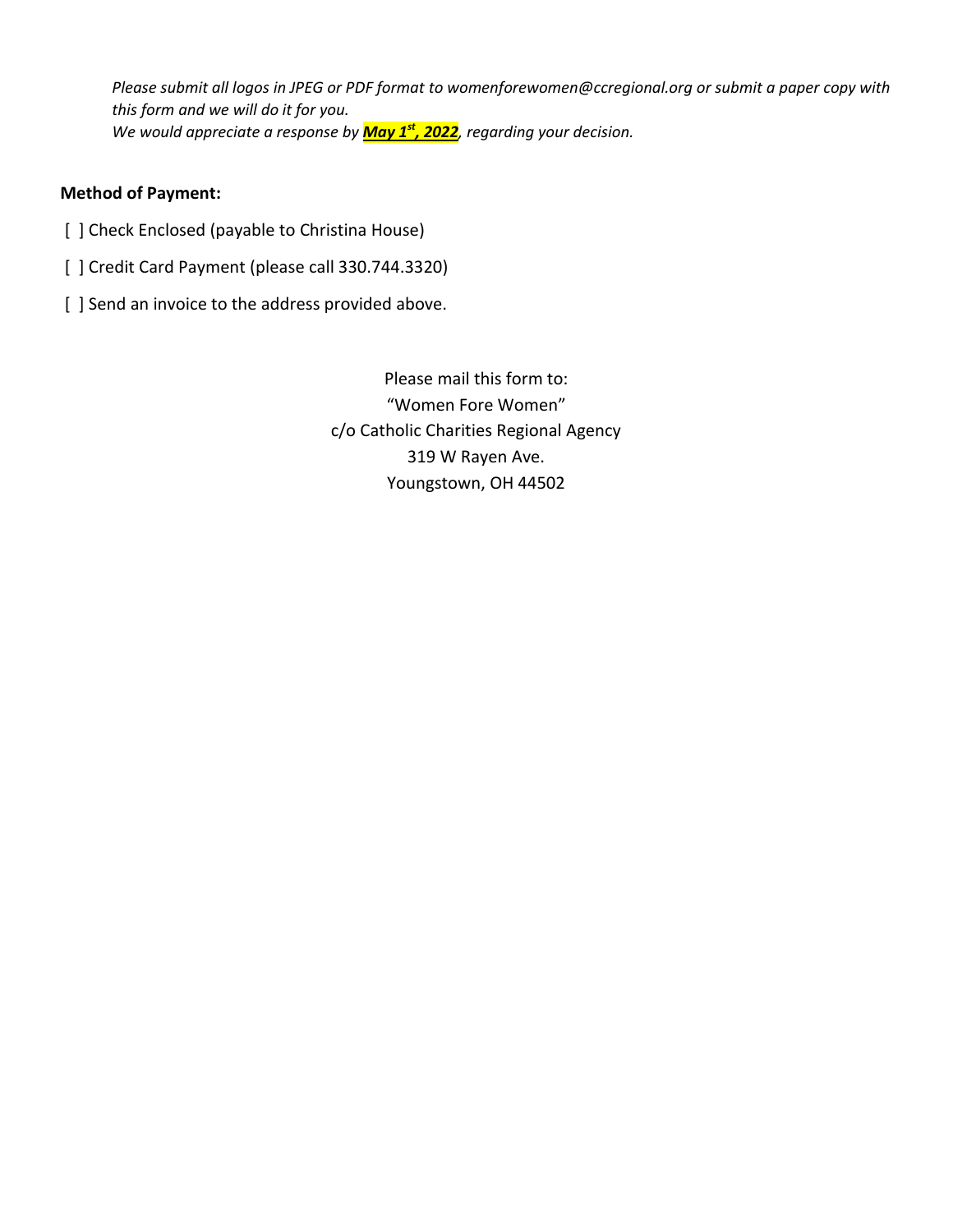*Please submit all logos in JPEG or PDF format to womenforewomen@ccregional.org or submit a paper copy with this form and we will do it for you.*
*We would appreciate a response by* ***May 1st, 2022****, regarding your decision.*

**Method of Payment:**

[ ] Check Enclosed (payable to Christina House)

[ ] Credit Card Payment (please call 330.744.3320)

[ ] Send an invoice to the address provided above.

Please mail this form to:
"Women Fore Women"
c/o Catholic Charities Regional Agency
319 W Rayen Ave.
Youngstown, OH 44502